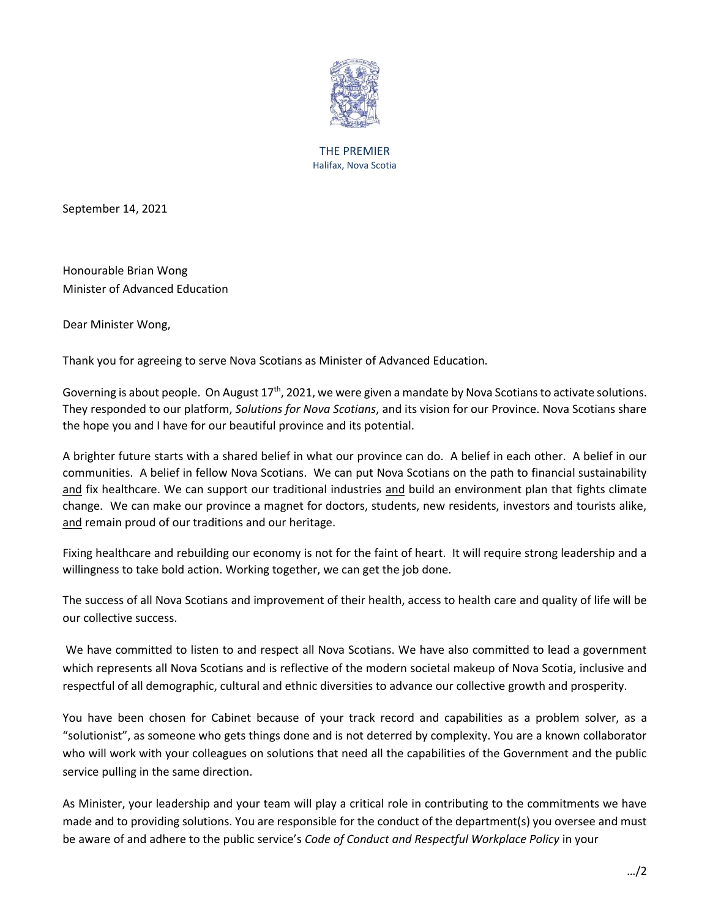THE PREMIER
Halifax, Nova Scotia

September 14, 2021

Honourable Brian Wong
Minister of Advanced Education

Dear Minister Wong,

Thank you for agreeing to serve Nova Scotians as Minister of Advanced Education.

Governing is about people. On August 17th, 2021, we were given a mandate by Nova Scotians to activate solutions. They responded to our platform, *Solutions for Nova Scotians*, and its vision for our Province. Nova Scotians share the hope you and I have for our beautiful province and its potential.

A brighter future starts with a shared belief in what our province can do. A belief in each other. A belief in our communities. A belief in fellow Nova Scotians. We can put Nova Scotians on the path to financial sustainability <u>and</u> fix healthcare. We can support our traditional industries <u>and</u> build an environment plan that fights climate change. We can make our province a magnet for doctors, students, new residents, investors and tourists alike, <u>and</u> remain proud of our traditions and our heritage.

Fixing healthcare and rebuilding our economy is not for the faint of heart. It will require strong leadership and a willingness to take bold action. Working together, we can get the job done.

The success of all Nova Scotians and improvement of their health, access to health care and quality of life will be our collective success.

We have committed to listen to and respect all Nova Scotians. We have also committed to lead a government which represents all Nova Scotians and is reflective of the modern societal makeup of Nova Scotia, inclusive and respectful of all demographic, cultural and ethnic diversities to advance our collective growth and prosperity.

You have been chosen for Cabinet because of your track record and capabilities as a problem solver, as a "solutionist", as someone who gets things done and is not deterred by complexity. You are a known collaborator who will work with your colleagues on solutions that need all the capabilities of the Government and the public service pulling in the same direction.

As Minister, your leadership and your team will play a critical role in contributing to the commitments we have made and to providing solutions. You are responsible for the conduct of the department(s) you oversee and must be aware of and adhere to the public service's *Code of Conduct and Respectful Workplace Policy* in your

…/2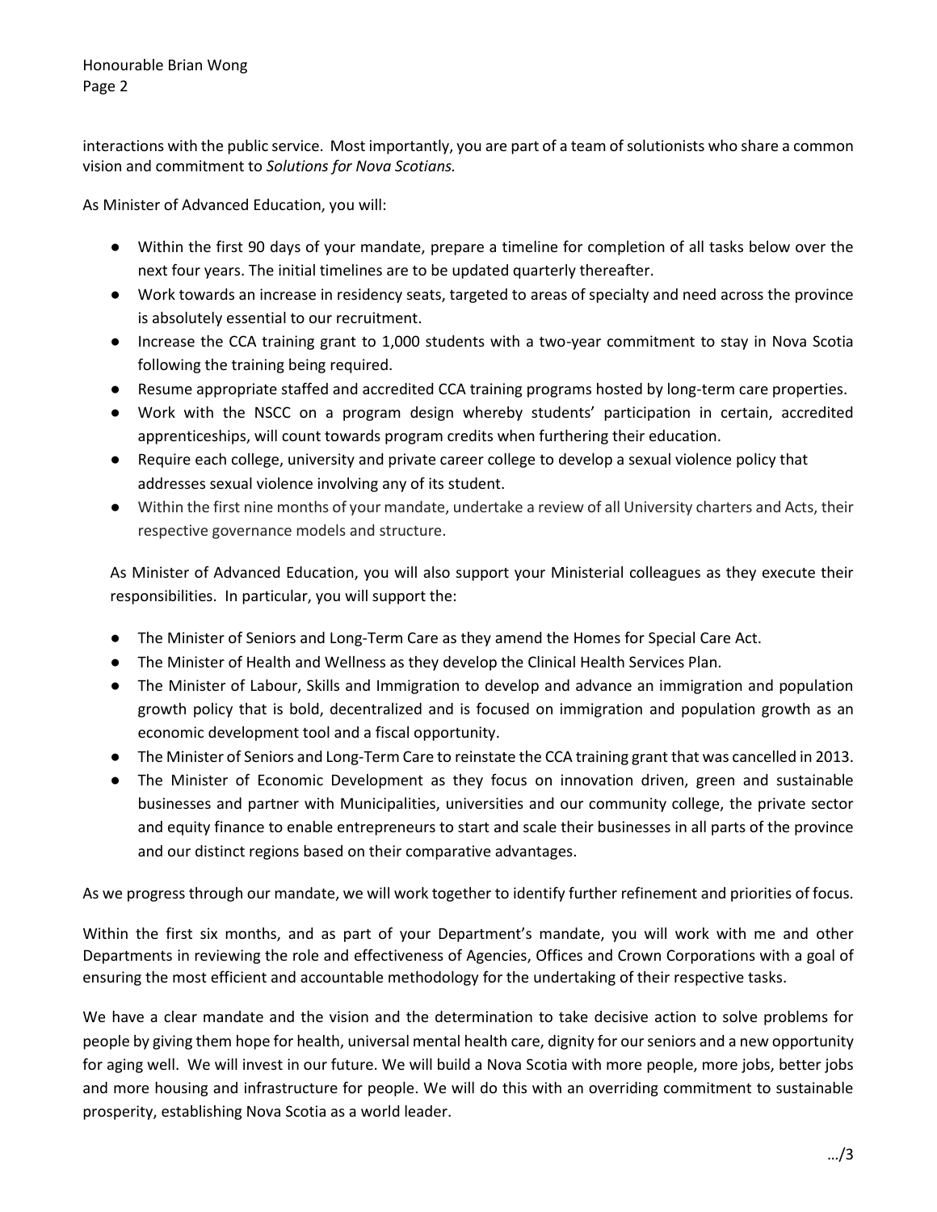interactions with the public service. Most importantly, you are part of a team of solutionists who share a common vision and commitment to *Solutions for Nova Scotians.*

As Minister of Advanced Education, you will:

- Within the first 90 days of your mandate, prepare a timeline for completion of all tasks below over the next four years. The initial timelines are to be updated quarterly thereafter.
- Work towards an increase in residency seats, targeted to areas of specialty and need across the province is absolutely essential to our recruitment.
- Increase the CCA training grant to 1,000 students with a two-year commitment to stay in Nova Scotia following the training being required.
- Resume appropriate staffed and accredited CCA training programs hosted by long-term care properties.
- Work with the NSCC on a program design whereby students' participation in certain, accredited apprenticeships, will count towards program credits when furthering their education.
- Require each college, university and private career college to develop a sexual violence policy that addresses sexual violence involving any of its student.
- Within the first nine months of your mandate, undertake a review of all University charters and Acts, their respective governance models and structure.

As Minister of Advanced Education, you will also support your Ministerial colleagues as they execute their responsibilities. In particular, you will support the:

- The Minister of Seniors and Long-Term Care as they amend the Homes for Special Care Act.
- The Minister of Health and Wellness as they develop the Clinical Health Services Plan.
- The Minister of Labour, Skills and Immigration to develop and advance an immigration and population growth policy that is bold, decentralized and is focused on immigration and population growth as an economic development tool and a fiscal opportunity.
- The Minister of Seniors and Long-Term Care to reinstate the CCA training grant that was cancelled in 2013.
- The Minister of Economic Development as they focus on innovation driven, green and sustainable businesses and partner with Municipalities, universities and our community college, the private sector and equity finance to enable entrepreneurs to start and scale their businesses in all parts of the province and our distinct regions based on their comparative advantages.

As we progress through our mandate, we will work together to identify further refinement and priorities of focus.

Within the first six months, and as part of your Department's mandate, you will work with me and other Departments in reviewing the role and effectiveness of Agencies, Offices and Crown Corporations with a goal of ensuring the most efficient and accountable methodology for the undertaking of their respective tasks.

We have a clear mandate and the vision and the determination to take decisive action to solve problems for people by giving them hope for health, universal mental health care, dignity for our seniors and a new opportunity for aging well. We will invest in our future. We will build a Nova Scotia with more people, more jobs, better jobs and more housing and infrastructure for people. We will do this with an overriding commitment to sustainable prosperity, establishing Nova Scotia as a world leader.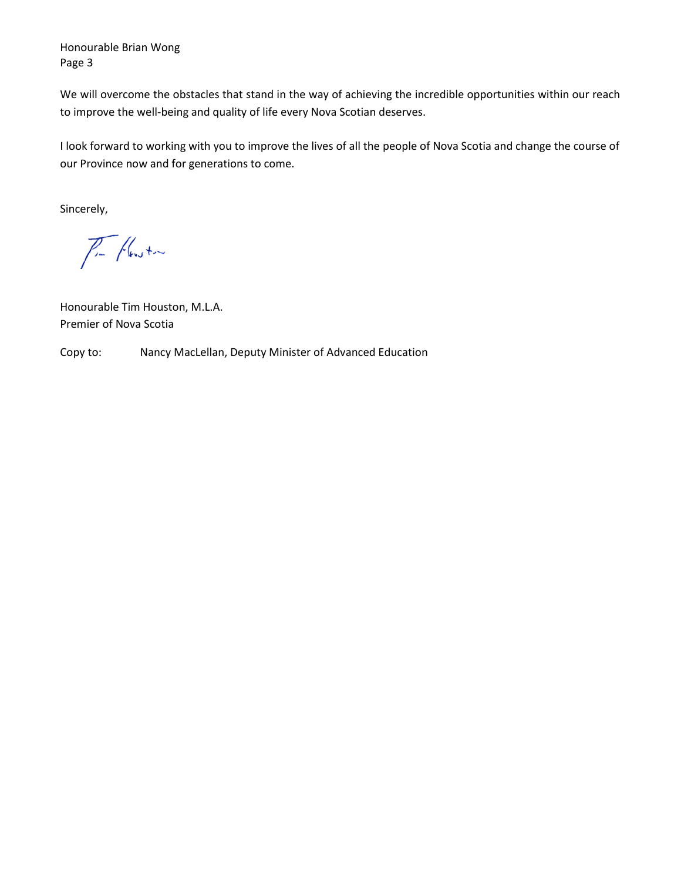We will overcome the obstacles that stand in the way of achieving the incredible opportunities within our reach to improve the well-being and quality of life every Nova Scotian deserves.

I look forward to working with you to improve the lives of all the people of Nova Scotia and change the course of our Province now and for generations to come.

Sincerely,

Honourable Tim Houston, M.L.A.
Premier of Nova Scotia

Copy to: Nancy MacLellan, Deputy Minister of Advanced Education